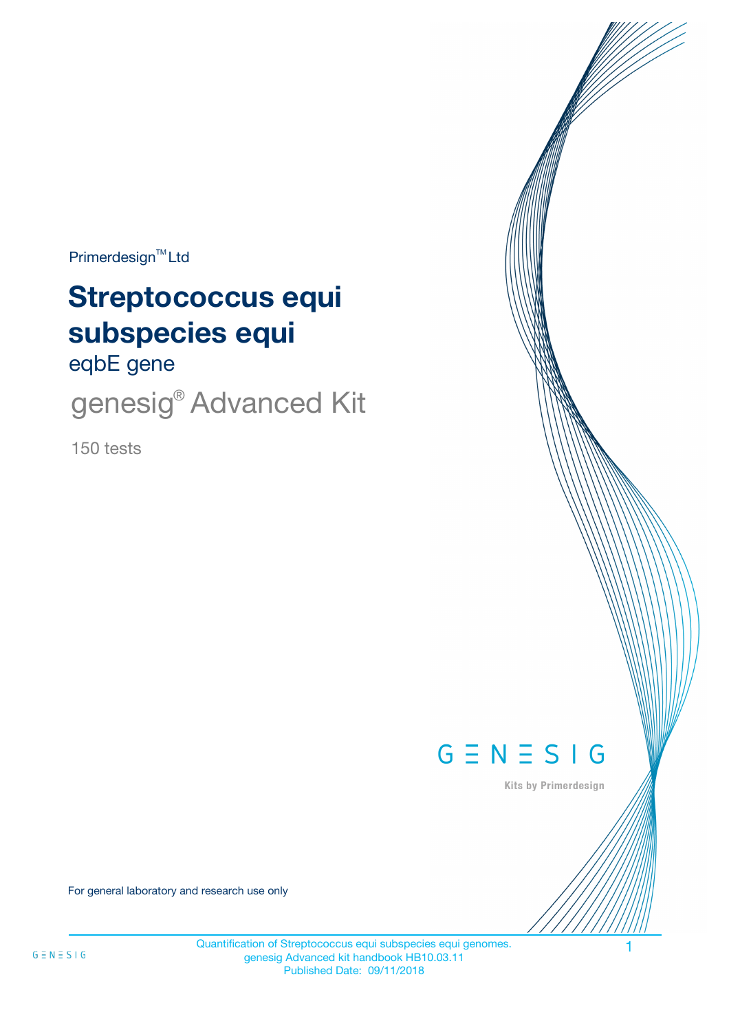Primerdesign™ Ltd

# Streptococcus equi subspecies equi

## eqbE gene

## genesig® Advanced Kit

150 tests

GENESIG

Kits by Primerdesign

For general laboratory and research use only

Quantification of Streptococcus equi subspecies equi genomes.
genesig Advanced kit handbook HB10.03.11
Published Date: 09/11/2018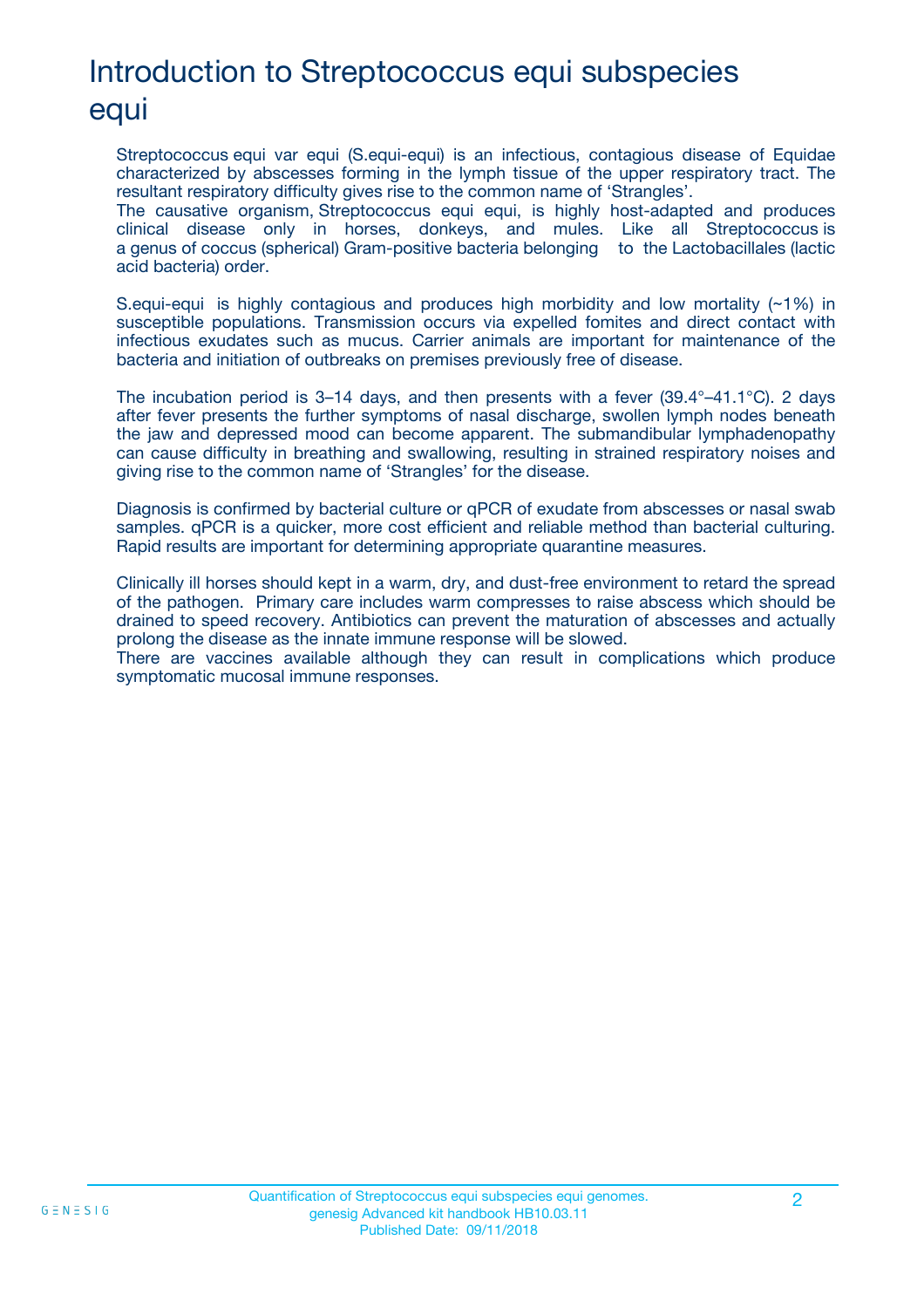# Introduction to Streptococcus equi subspecies equi

Streptococcus equi var equi (S.equi-equi) is an infectious, contagious disease of Equidae characterized by abscesses forming in the lymph tissue of the upper respiratory tract. The resultant respiratory difficulty gives rise to the common name of 'Strangles'.
The causative organism, Streptococcus equi equi, is highly host-adapted and produces clinical disease only in horses, donkeys, and mules. Like all Streptococcus is a genus of coccus (spherical) Gram-positive bacteria belonging to the Lactobacillales (lactic acid bacteria) order.

S.equi-equi is highly contagious and produces high morbidity and low mortality (~1%) in susceptible populations. Transmission occurs via expelled fomites and direct contact with infectious exudates such as mucus. Carrier animals are important for maintenance of the bacteria and initiation of outbreaks on premises previously free of disease.

The incubation period is 3–14 days, and then presents with a fever (39.4°–41.1°C). 2 days after fever presents the further symptoms of nasal discharge, swollen lymph nodes beneath the jaw and depressed mood can become apparent. The submandibular lymphadenopathy can cause difficulty in breathing and swallowing, resulting in strained respiratory noises and giving rise to the common name of 'Strangles' for the disease.

Diagnosis is confirmed by bacterial culture or qPCR of exudate from abscesses or nasal swab samples. qPCR is a quicker, more cost efficient and reliable method than bacterial culturing. Rapid results are important for determining appropriate quarantine measures.

Clinically ill horses should kept in a warm, dry, and dust-free environment to retard the spread of the pathogen. Primary care includes warm compresses to raise abscess which should be drained to speed recovery. Antibiotics can prevent the maturation of abscesses and actually prolong the disease as the innate immune response will be slowed.
There are vaccines available although they can result in complications which produce symptomatic mucosal immune responses.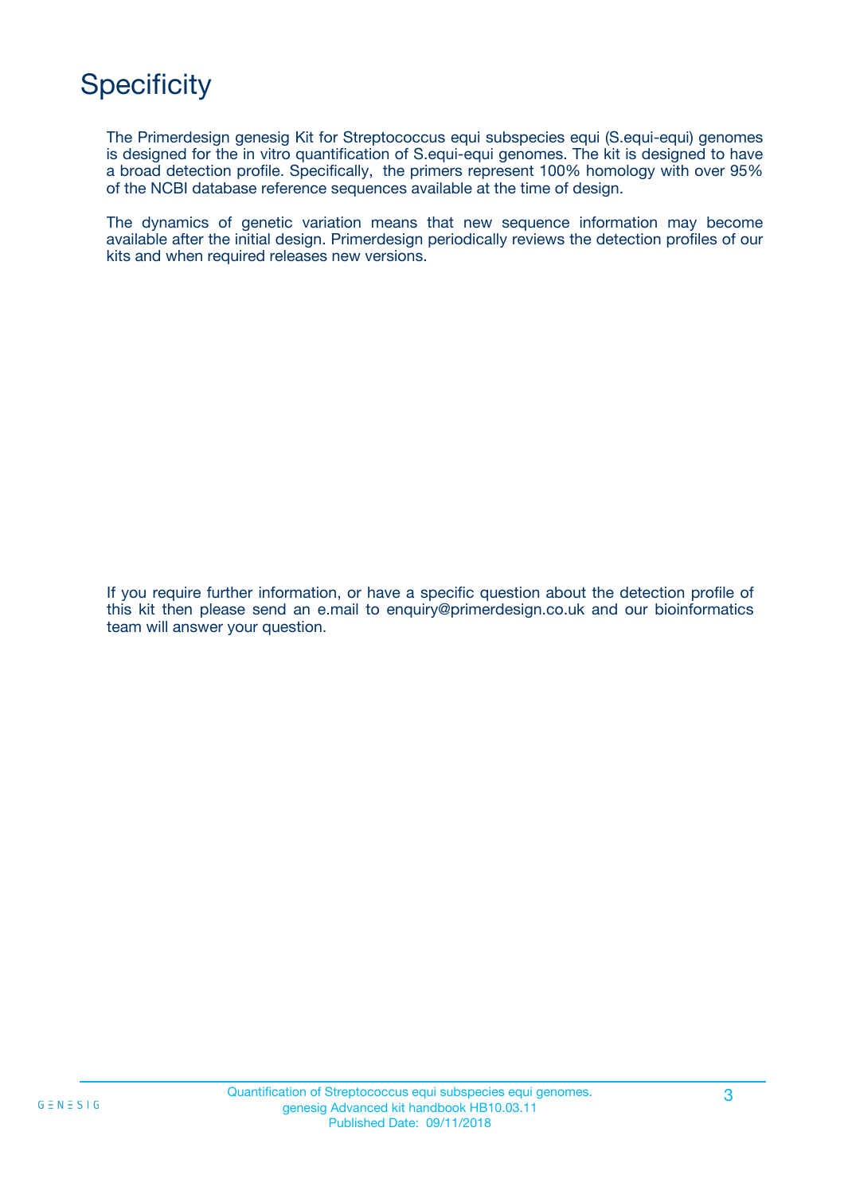# Specificity

The Primerdesign genesig Kit for Streptococcus equi subspecies equi (S.equi-equi) genomes is designed for the in vitro quantification of S.equi-equi genomes. The kit is designed to have a broad detection profile. Specifically, the primers represent 100% homology with over 95% of the NCBI database reference sequences available at the time of design.

The dynamics of genetic variation means that new sequence information may become available after the initial design. Primerdesign periodically reviews the detection profiles of our kits and when required releases new versions.

If you require further information, or have a specific question about the detection profile of this kit then please send an e.mail to enquiry@primerdesign.co.uk and our bioinformatics team will answer your question.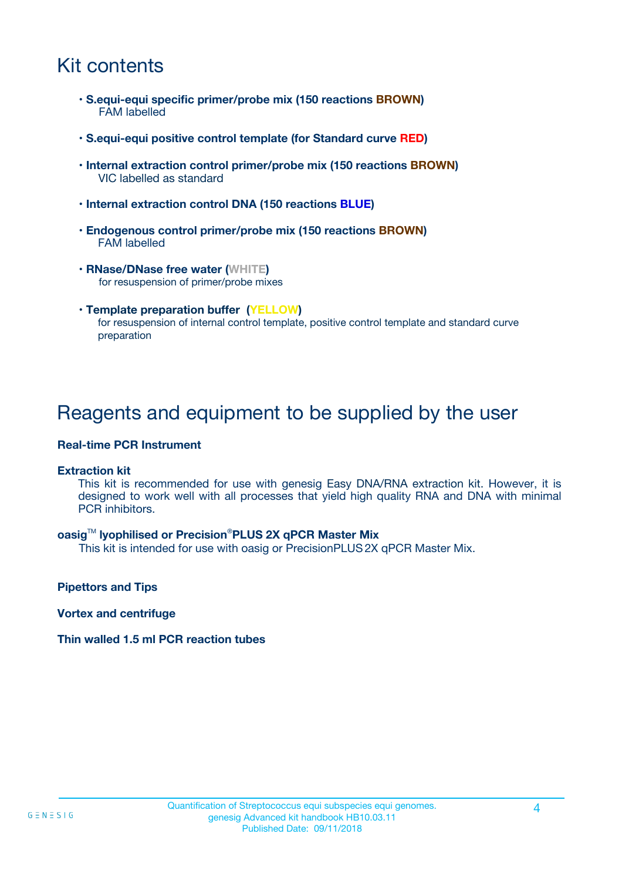# Kit contents

- **S.equi-equi specific primer/probe mix (150 reactions BROWN)**
  FAM labelled

- **S.equi-equi positive control template (for Standard curve RED)**

- **Internal extraction control primer/probe mix (150 reactions BROWN)**
  VIC labelled as standard

- **Internal extraction control DNA (150 reactions BLUE)**

- **Endogenous control primer/probe mix (150 reactions BROWN)**
  FAM labelled

- **RNase/DNase free water (WHITE)**
  for resuspension of primer/probe mixes

- **Template preparation buffer (YELLOW)**
  for resuspension of internal control template, positive control template and standard curve preparation

# Reagents and equipment to be supplied by the user

**Real-time PCR Instrument**

**Extraction kit**

This kit is recommended for use with genesig Easy DNA/RNA extraction kit. However, it is designed to work well with all processes that yield high quality RNA and DNA with minimal PCR inhibitors.

**oasig™ lyophilised or Precision®PLUS 2X qPCR Master Mix**

This kit is intended for use with oasig or PrecisionPLUS 2X qPCR Master Mix.

**Pipettors and Tips**

**Vortex and centrifuge**

**Thin walled 1.5 ml PCR reaction tubes**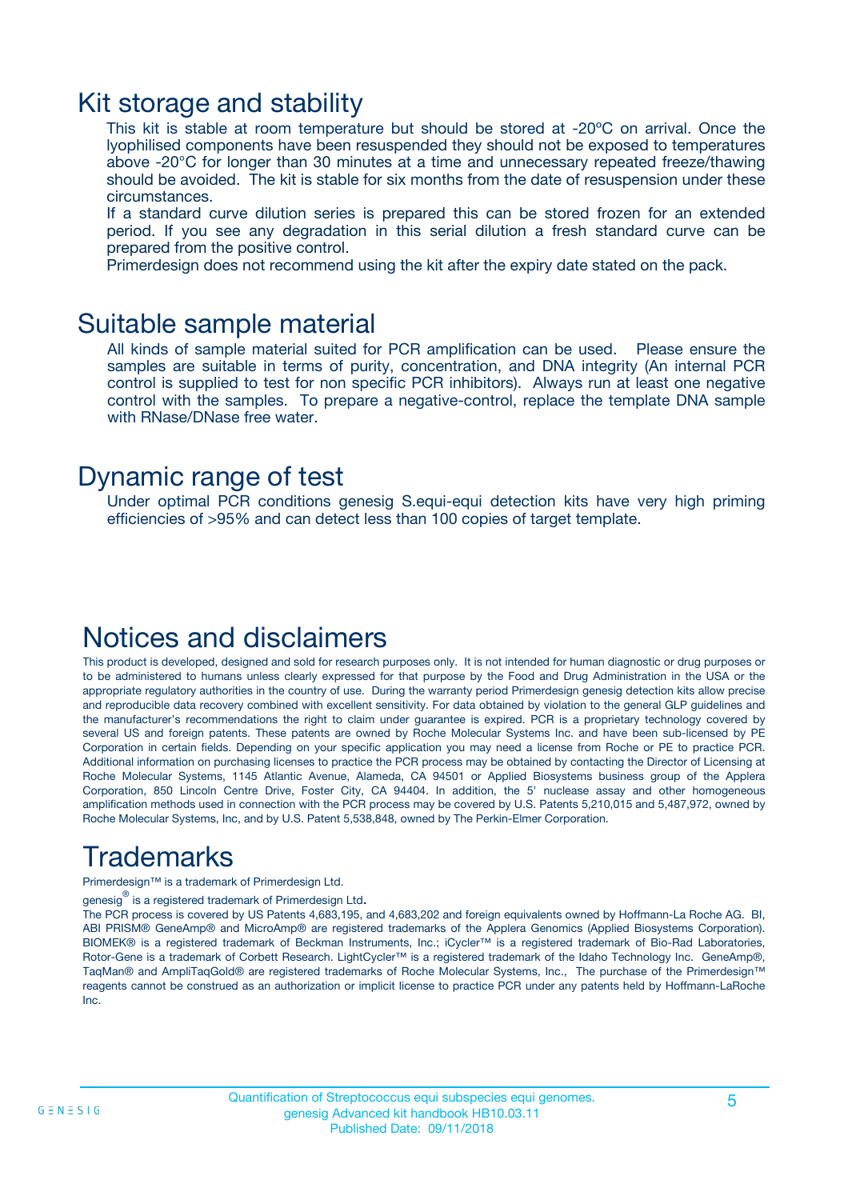## Kit storage and stability

This kit is stable at room temperature but should be stored at -20ºC on arrival. Once the lyophilised components have been resuspended they should not be exposed to temperatures above -20°C for longer than 30 minutes at a time and unnecessary repeated freeze/thawing should be avoided. The kit is stable for six months from the date of resuspension under these circumstances.

If a standard curve dilution series is prepared this can be stored frozen for an extended period. If you see any degradation in this serial dilution a fresh standard curve can be prepared from the positive control.

Primerdesign does not recommend using the kit after the expiry date stated on the pack.

## Suitable sample material

All kinds of sample material suited for PCR amplification can be used. Please ensure the samples are suitable in terms of purity, concentration, and DNA integrity (An internal PCR control is supplied to test for non specific PCR inhibitors). Always run at least one negative control with the samples. To prepare a negative-control, replace the template DNA sample with RNase/DNase free water.

## Dynamic range of test

Under optimal PCR conditions genesig S.equi-equi detection kits have very high priming efficiencies of >95% and can detect less than 100 copies of target template.

## Notices and disclaimers

This product is developed, designed and sold for research purposes only. It is not intended for human diagnostic or drug purposes or to be administered to humans unless clearly expressed for that purpose by the Food and Drug Administration in the USA or the appropriate regulatory authorities in the country of use. During the warranty period Primerdesign genesig detection kits allow precise and reproducible data recovery combined with excellent sensitivity. For data obtained by violation to the general GLP guidelines and the manufacturer's recommendations the right to claim under guarantee is expired. PCR is a proprietary technology covered by several US and foreign patents. These patents are owned by Roche Molecular Systems Inc. and have been sub-licensed by PE Corporation in certain fields. Depending on your specific application you may need a license from Roche or PE to practice PCR. Additional information on purchasing licenses to practice the PCR process may be obtained by contacting the Director of Licensing at Roche Molecular Systems, 1145 Atlantic Avenue, Alameda, CA 94501 or Applied Biosystems business group of the Applera Corporation, 850 Lincoln Centre Drive, Foster City, CA 94404. In addition, the 5' nuclease assay and other homogeneous amplification methods used in connection with the PCR process may be covered by U.S. Patents 5,210,015 and 5,487,972, owned by Roche Molecular Systems, Inc, and by U.S. Patent 5,538,848, owned by The Perkin-Elmer Corporation.

## Trademarks

Primerdesign™ is a trademark of Primerdesign Ltd.

genesig® is a registered trademark of Primerdesign Ltd.

The PCR process is covered by US Patents 4,683,195, and 4,683,202 and foreign equivalents owned by Hoffmann-La Roche AG. BI, ABI PRISM® GeneAmp® and MicroAmp® are registered trademarks of the Applera Genomics (Applied Biosystems Corporation). BIOMEK® is a registered trademark of Beckman Instruments, Inc.; iCycler™ is a registered trademark of Bio-Rad Laboratories, Rotor-Gene is a trademark of Corbett Research. LightCycler™ is a registered trademark of the Idaho Technology Inc. GeneAmp®, TaqMan® and AmpliTaqGold® are registered trademarks of Roche Molecular Systems, Inc., The purchase of the Primerdesign™ reagents cannot be construed as an authorization or implicit license to practice PCR under any patents held by Hoffmann-LaRoche Inc.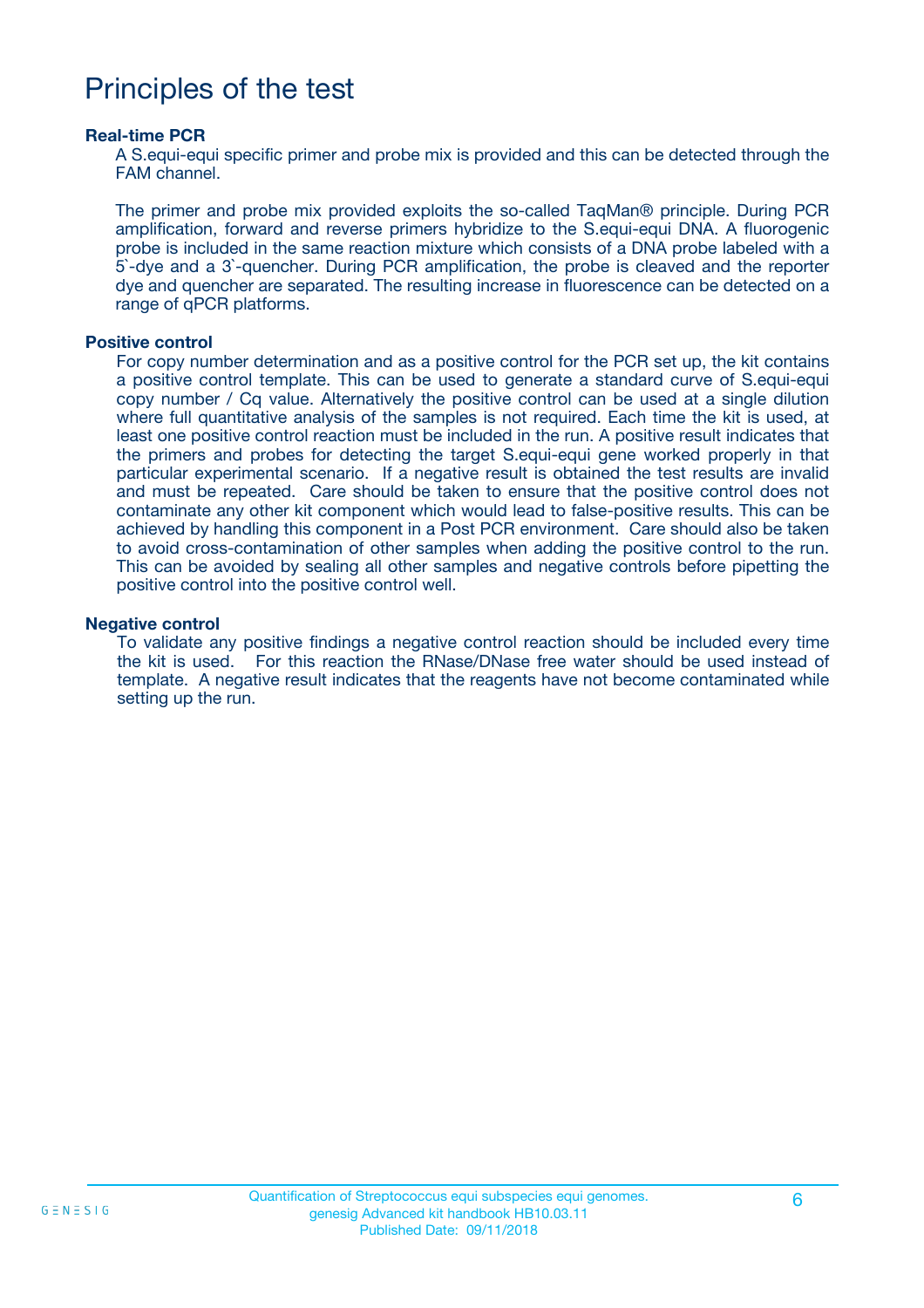# Principles of the test

### Real-time PCR

A S.equi-equi specific primer and probe mix is provided and this can be detected through the FAM channel.

The primer and probe mix provided exploits the so-called TaqMan® principle. During PCR amplification, forward and reverse primers hybridize to the S.equi-equi DNA. A fluorogenic probe is included in the same reaction mixture which consists of a DNA probe labeled with a 5`-dye and a 3`-quencher. During PCR amplification, the probe is cleaved and the reporter dye and quencher are separated. The resulting increase in fluorescence can be detected on a range of qPCR platforms.

### Positive control

For copy number determination and as a positive control for the PCR set up, the kit contains a positive control template. This can be used to generate a standard curve of S.equi-equi copy number / Cq value. Alternatively the positive control can be used at a single dilution where full quantitative analysis of the samples is not required. Each time the kit is used, at least one positive control reaction must be included in the run. A positive result indicates that the primers and probes for detecting the target S.equi-equi gene worked properly in that particular experimental scenario. If a negative result is obtained the test results are invalid and must be repeated. Care should be taken to ensure that the positive control does not contaminate any other kit component which would lead to false-positive results. This can be achieved by handling this component in a Post PCR environment. Care should also be taken to avoid cross-contamination of other samples when adding the positive control to the run. This can be avoided by sealing all other samples and negative controls before pipetting the positive control into the positive control well.

### Negative control

To validate any positive findings a negative control reaction should be included every time the kit is used. For this reaction the RNase/DNase free water should be used instead of template. A negative result indicates that the reagents have not become contaminated while setting up the run.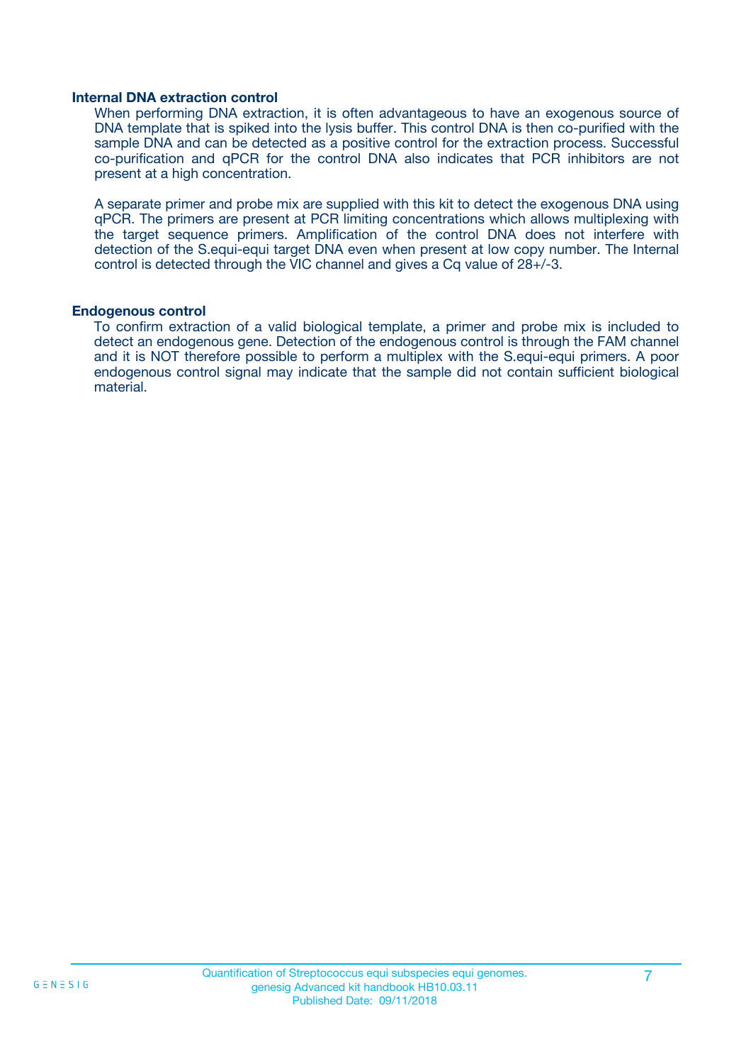### Internal DNA extraction control

When performing DNA extraction, it is often advantageous to have an exogenous source of DNA template that is spiked into the lysis buffer. This control DNA is then co-purified with the sample DNA and can be detected as a positive control for the extraction process. Successful co-purification and qPCR for the control DNA also indicates that PCR inhibitors are not present at a high concentration.

A separate primer and probe mix are supplied with this kit to detect the exogenous DNA using qPCR. The primers are present at PCR limiting concentrations which allows multiplexing with the target sequence primers. Amplification of the control DNA does not interfere with detection of the S.equi-equi target DNA even when present at low copy number. The Internal control is detected through the VIC channel and gives a Cq value of 28+/-3.

### Endogenous control

To confirm extraction of a valid biological template, a primer and probe mix is included to detect an endogenous gene. Detection of the endogenous control is through the FAM channel and it is NOT therefore possible to perform a multiplex with the S.equi-equi primers. A poor endogenous control signal may indicate that the sample did not contain sufficient biological material.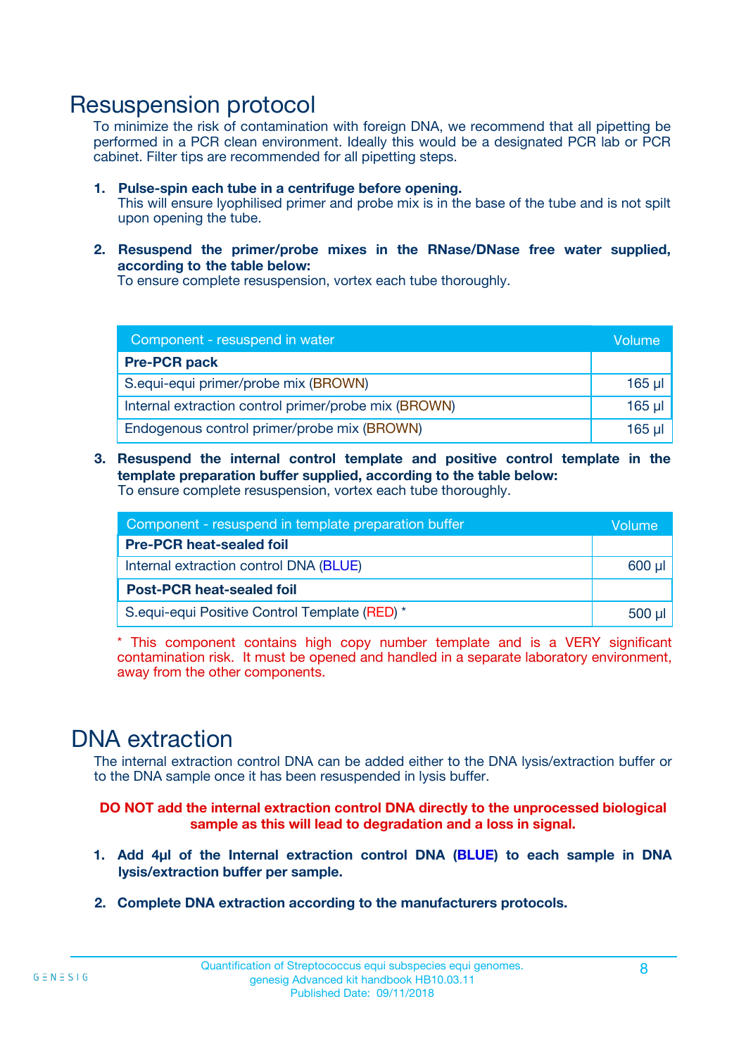# Resuspension protocol

To minimize the risk of contamination with foreign DNA, we recommend that all pipetting be performed in a PCR clean environment. Ideally this would be a designated PCR lab or PCR cabinet. Filter tips are recommended for all pipetting steps.

1. **Pulse-spin each tube in a centrifuge before opening.**
   This will ensure lyophilised primer and probe mix is in the base of the tube and is not spilt upon opening the tube.

2. **Resuspend the primer/probe mixes in the RNase/DNase free water supplied, according to the table below:**
   To ensure complete resuspension, vortex each tube thoroughly.

| Component - resuspend in water | Volume |
|---|---|
| **Pre-PCR pack** | |
| S.equi-equi primer/probe mix (BROWN) | 165 µl |
| Internal extraction control primer/probe mix (BROWN) | 165 µl |
| Endogenous control primer/probe mix (BROWN) | 165 µl |

3. **Resuspend the internal control template and positive control template in the template preparation buffer supplied, according to the table below:**
   To ensure complete resuspension, vortex each tube thoroughly.

| Component - resuspend in template preparation buffer | Volume |
|---|---|
| **Pre-PCR heat-sealed foil** | |
| Internal extraction control DNA (BLUE) | 600 µl |
| **Post-PCR heat-sealed foil** | |
| S.equi-equi Positive Control Template (RED) * | 500 µl |

* This component contains high copy number template and is a VERY significant contamination risk. It must be opened and handled in a separate laboratory environment, away from the other components.

# DNA extraction

The internal extraction control DNA can be added either to the DNA lysis/extraction buffer or to the DNA sample once it has been resuspended in lysis buffer.

**DO NOT add the internal extraction control DNA directly to the unprocessed biological sample as this will lead to degradation and a loss in signal.**

1. **Add 4µl of the Internal extraction control DNA (BLUE) to each sample in DNA lysis/extraction buffer per sample.**

2. **Complete DNA extraction according to the manufacturers protocols.**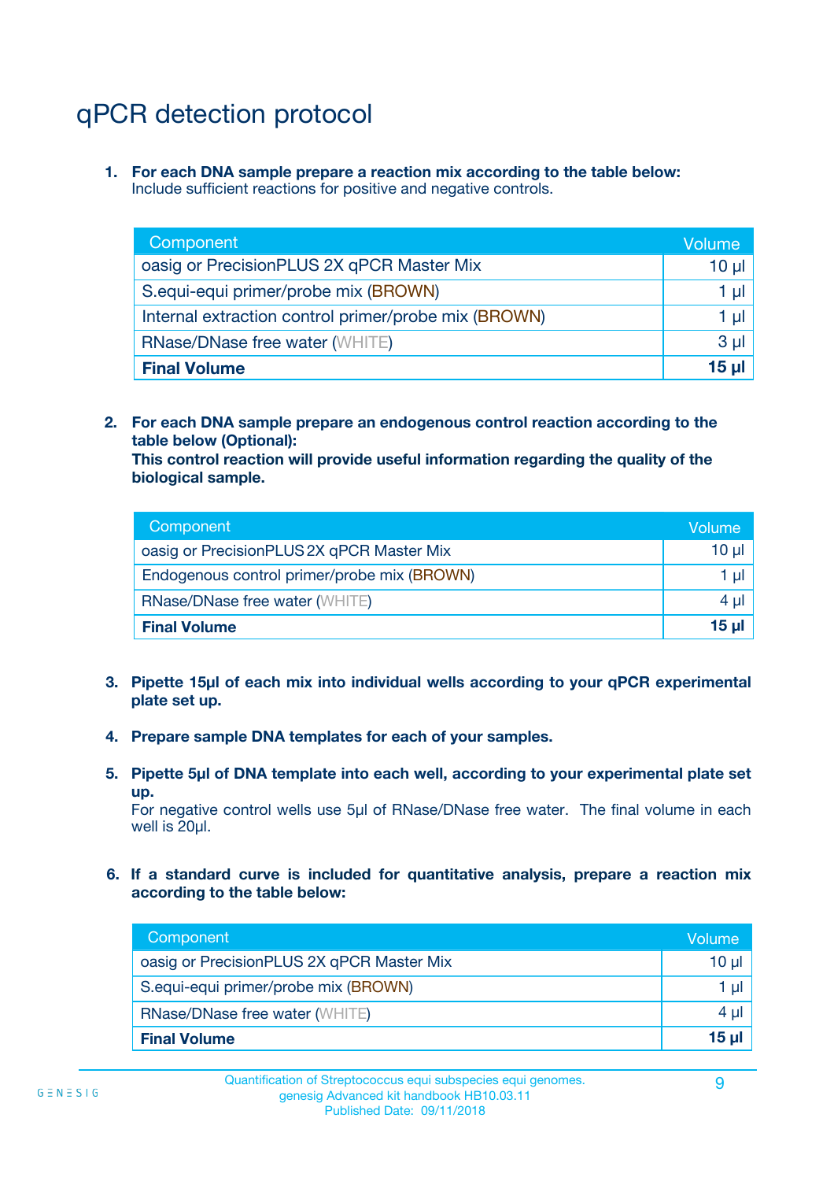# qPCR detection protocol

1. **For each DNA sample prepare a reaction mix according to the table below:**
   Include sufficient reactions for positive and negative controls.

| Component | Volume |
|---|---|
| oasig or PrecisionPLUS 2X qPCR Master Mix | 10 µl |
| S.equi-equi primer/probe mix (BROWN) | 1 µl |
| Internal extraction control primer/probe mix (BROWN) | 1 µl |
| RNase/DNase free water (WHITE) | 3 µl |
| **Final Volume** | **15 µl** |

2. **For each DNA sample prepare an endogenous control reaction according to the table below (Optional):**
   **This control reaction will provide useful information regarding the quality of the biological sample.**

| Component | Volume |
|---|---|
| oasig or PrecisionPLUS 2X qPCR Master Mix | 10 µl |
| Endogenous control primer/probe mix (BROWN) | 1 µl |
| RNase/DNase free water (WHITE) | 4 µl |
| **Final Volume** | **15 µl** |

3. **Pipette 15µl of each mix into individual wells according to your qPCR experimental plate set up.**

4. **Prepare sample DNA templates for each of your samples.**

5. **Pipette 5µl of DNA template into each well, according to your experimental plate set up.**
   For negative control wells use 5µl of RNase/DNase free water. The final volume in each well is 20µl.

6. **If a standard curve is included for quantitative analysis, prepare a reaction mix according to the table below:**

| Component | Volume |
|---|---|
| oasig or PrecisionPLUS 2X qPCR Master Mix | 10 µl |
| S.equi-equi primer/probe mix (BROWN) | 1 µl |
| RNase/DNase free water (WHITE) | 4 µl |
| **Final Volume** | **15 µl** |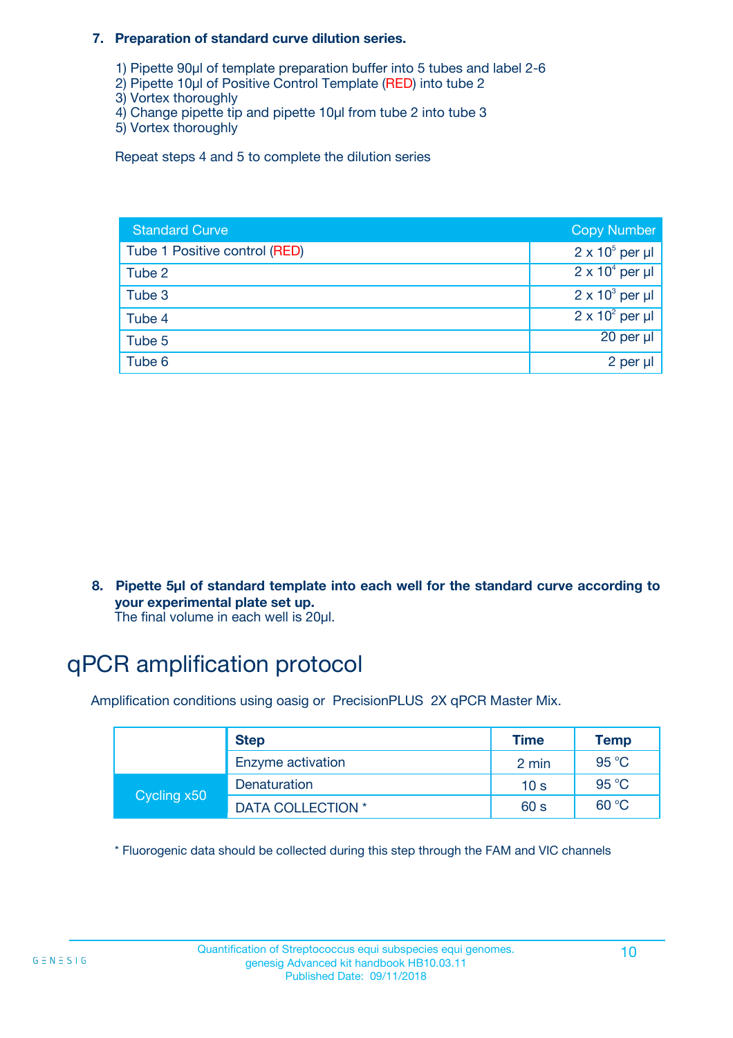**7. Preparation of standard curve dilution series.**

1) Pipette 90µl of template preparation buffer into 5 tubes and label 2-6
2) Pipette 10µl of Positive Control Template (RED) into tube 2
3) Vortex thoroughly
4) Change pipette tip and pipette 10µl from tube 2 into tube 3
5) Vortex thoroughly

Repeat steps 4 and 5 to complete the dilution series

| Standard Curve | Copy Number |
|---|---|
| Tube 1 Positive control (RED) | $2 \times 10^5$ per µl |
| Tube 2 | $2 \times 10^4$ per µl |
| Tube 3 | $2 \times 10^3$ per µl |
| Tube 4 | $2 \times 10^2$ per µl |
| Tube 5 | 20 per µl |
| Tube 6 | 2 per µl |

**8. Pipette 5µl of standard template into each well for the standard curve according to your experimental plate set up.**
The final volume in each well is 20µl.

# qPCR amplification protocol

Amplification conditions using oasig or PrecisionPLUS 2X qPCR Master Mix.

| | Step | Time | Temp |
|---|---|---|---|
| | Enzyme activation | 2 min | 95 °C |
| Cycling x50 | Denaturation | 10 s | 95 °C |
| | DATA COLLECTION * | 60 s | 60 °C |

* Fluorogenic data should be collected during this step through the FAM and VIC channels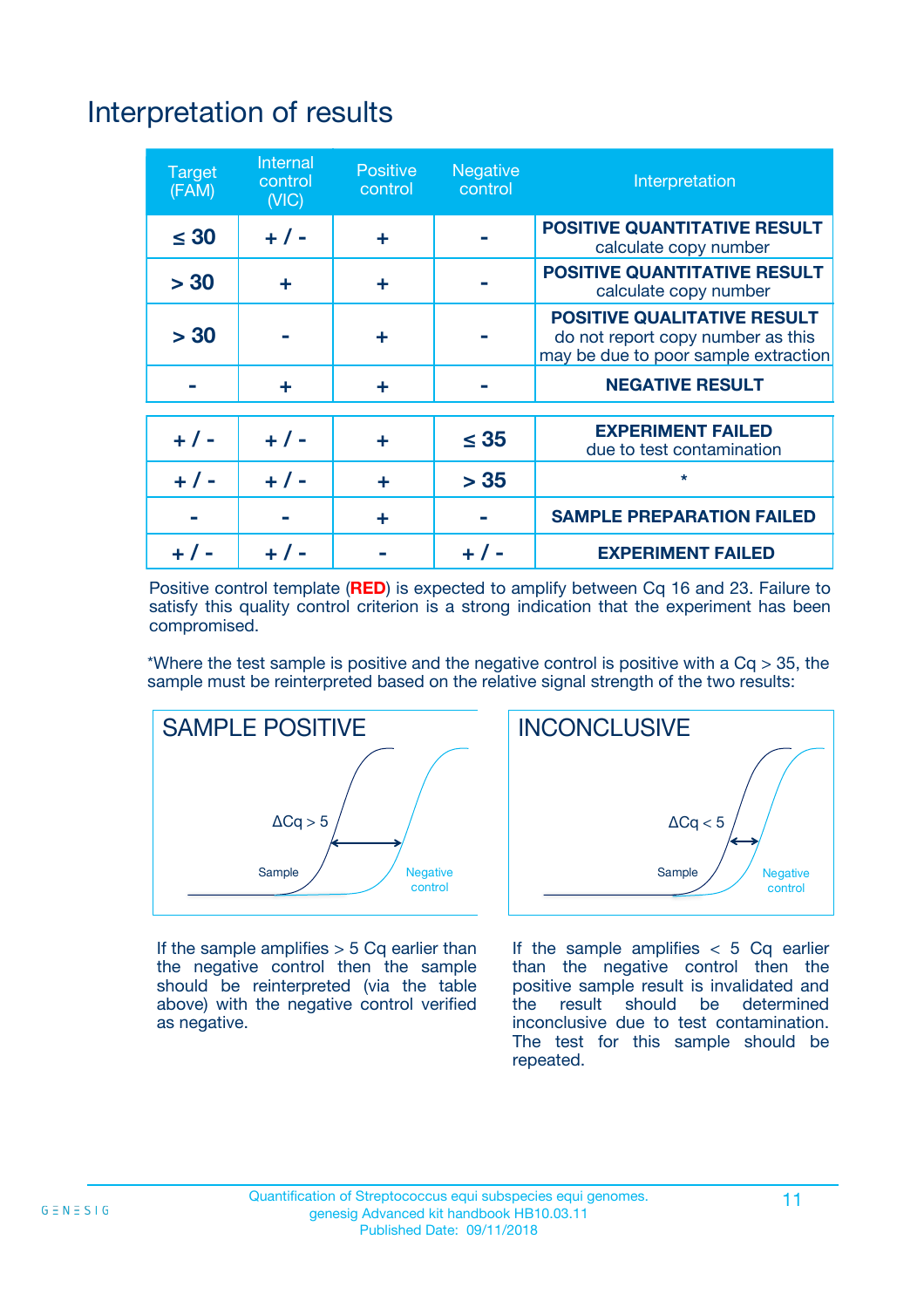# Interpretation of results

| Target (FAM) | Internal control (VIC) | Positive control | Negative control | Interpretation |
|---|---|---|---|---|
| ≤ 30 | + / - | + | - | **POSITIVE QUANTITATIVE RESULT** calculate copy number |
| > 30 | + | + | - | **POSITIVE QUANTITATIVE RESULT** calculate copy number |
| > 30 | - | + | - | **POSITIVE QUALITATIVE RESULT** do not report copy number as this may be due to poor sample extraction |
| - | + | + | - | **NEGATIVE RESULT** |
| + / - | + / - | + | ≤ 35 | **EXPERIMENT FAILED** due to test contamination |
| + / - | + / - | + | > 35 | * |
| - | - | + | - | **SAMPLE PREPARATION FAILED** |
| + / - | + / - | - | + / - | **EXPERIMENT FAILED** |

Positive control template (**RED**) is expected to amplify between Cq 16 and 23. Failure to satisfy this quality control criterion is a strong indication that the experiment has been compromised.

*Where the test sample is positive and the negative control is positive with a Cq > 35, the sample must be reinterpreted based on the relative signal strength of the two results:

SAMPLE POSITIVE

ΔCq > 5

Sample

Negative control

If the sample amplifies > 5 Cq earlier than the negative control then the sample should be reinterpreted (via the table above) with the negative control verified as negative.

INCONCLUSIVE

ΔCq < 5

Sample

Negative control

If the sample amplifies < 5 Cq earlier than the negative control then the positive sample result is invalidated and the result should be determined inconclusive due to test contamination. The test for this sample should be repeated.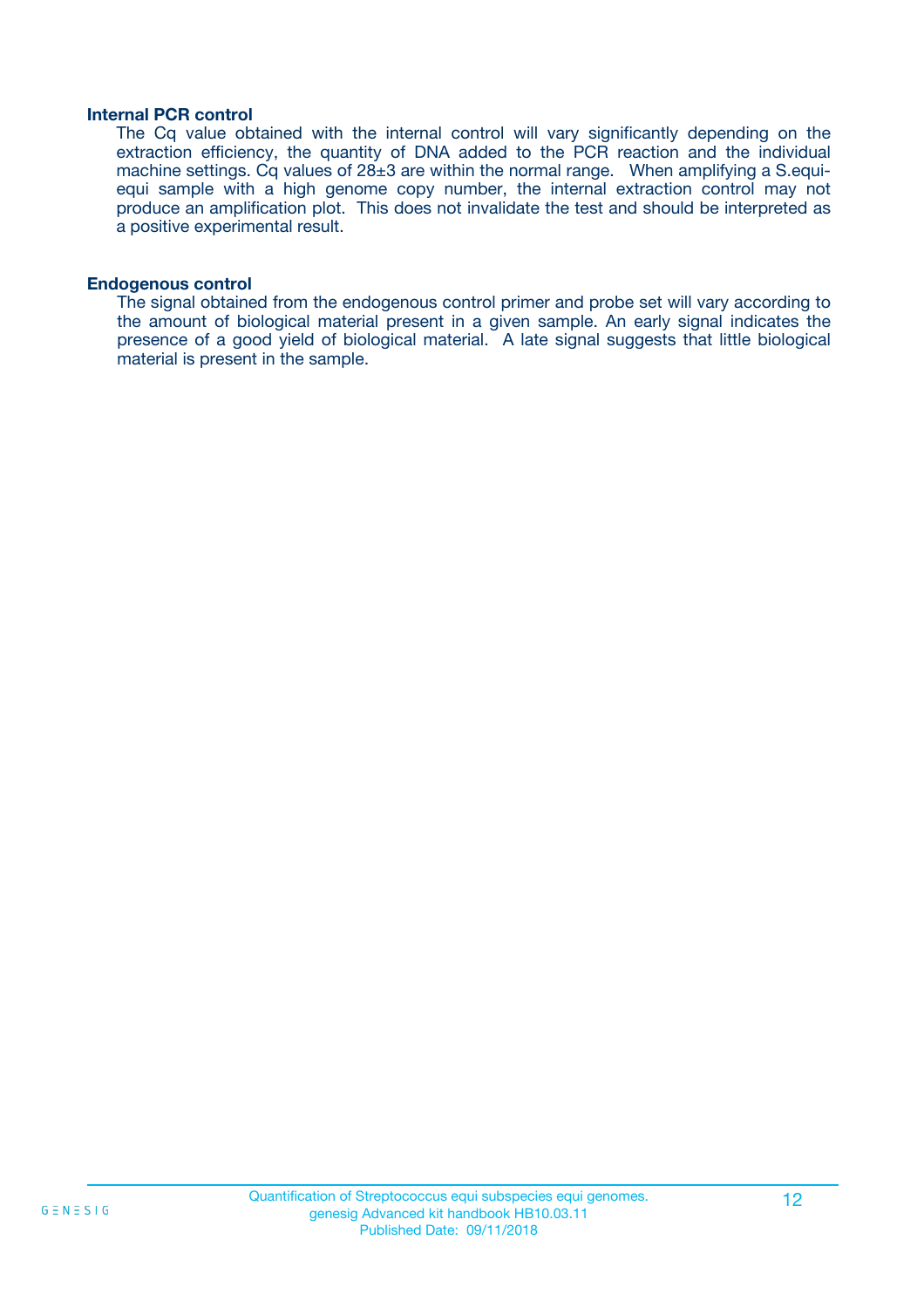**Internal PCR control**

The Cq value obtained with the internal control will vary significantly depending on the extraction efficiency, the quantity of DNA added to the PCR reaction and the individual machine settings. Cq values of 28±3 are within the normal range. When amplifying a S.equi-equi sample with a high genome copy number, the internal extraction control may not produce an amplification plot. This does not invalidate the test and should be interpreted as a positive experimental result.

**Endogenous control**

The signal obtained from the endogenous control primer and probe set will vary according to the amount of biological material present in a given sample. An early signal indicates the presence of a good yield of biological material. A late signal suggests that little biological material is present in the sample.